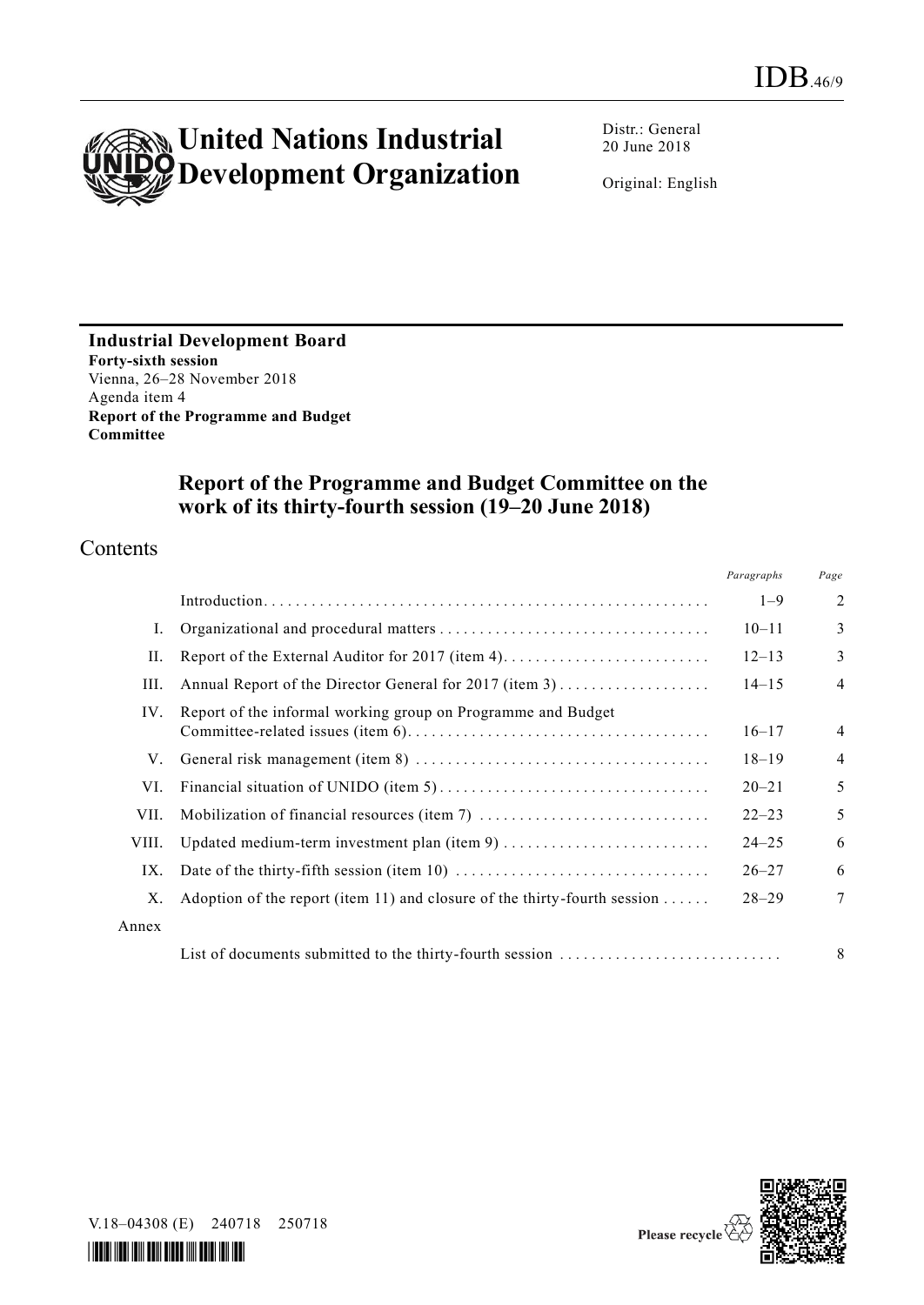IDB.46/9

# United Nations Industrial Development Organization

Distr.: General
20 June 2018

Original: English

**Industrial Development Board**
**Forty-sixth session**
Vienna, 26–28 November 2018
Agenda item 4
**Report of the Programme and Budget Committee**

## Report of the Programme and Budget Committee on the work of its thirty-fourth session (19–20 June 2018)

## Contents

| | | *Paragraphs* | *Page* |
|---|---|---|---|
| | Introduction | 1–9 | 2 |
| I. | Organizational and procedural matters | 10–11 | 3 |
| II. | Report of the External Auditor for 2017 (item 4) | 12–13 | 3 |
| III. | Annual Report of the Director General for 2017 (item 3) | 14–15 | 4 |
| IV. | Report of the informal working group on Programme and Budget Committee-related issues (item 6) | 16–17 | 4 |
| V. | General risk management (item 8) | 18–19 | 4 |
| VI. | Financial situation of UNIDO (item 5) | 20–21 | 5 |
| VII. | Mobilization of financial resources (item 7) | 22–23 | 5 |
| VIII. | Updated medium-term investment plan (item 9) | 24–25 | 6 |
| IX. | Date of the thirty-fifth session (item 10) | 26–27 | 6 |
| X. | Adoption of the report (item 11) and closure of the thirty-fourth session | 28–29 | 7 |
| Annex | | | |
| | List of documents submitted to the thirty-fourth session | | 8 |

V.18–04308 (E) 240718 250718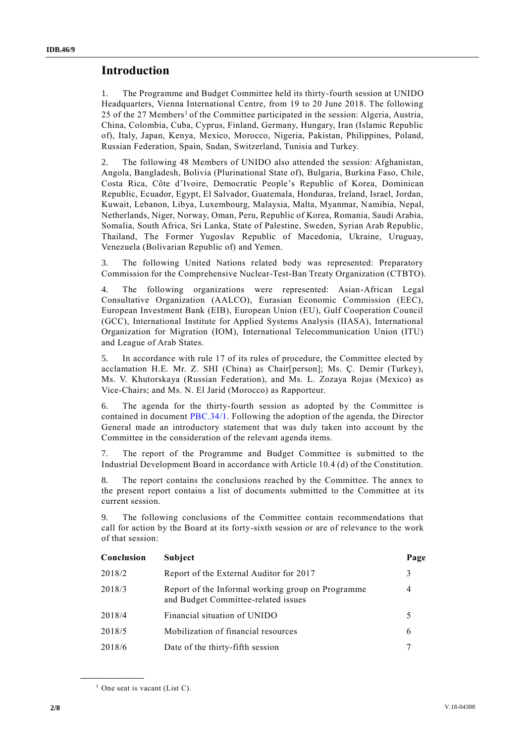# Introduction

1. The Programme and Budget Committee held its thirty-fourth session at UNIDO Headquarters, Vienna International Centre, from 19 to 20 June 2018. The following 25 of the 27 Members[1] of the Committee participated in the session: Algeria, Austria, China, Colombia, Cuba, Cyprus, Finland, Germany, Hungary, Iran (Islamic Republic of), Italy, Japan, Kenya, Mexico, Morocco, Nigeria, Pakistan, Philippines, Poland, Russian Federation, Spain, Sudan, Switzerland, Tunisia and Turkey.

2. The following 48 Members of UNIDO also attended the session: Afghanistan, Angola, Bangladesh, Bolivia (Plurinational State of), Bulgaria, Burkina Faso, Chile, Costa Rica, Côte d'Ivoire, Democratic People's Republic of Korea, Dominican Republic, Ecuador, Egypt, El Salvador, Guatemala, Honduras, Ireland, Israel, Jordan, Kuwait, Lebanon, Libya, Luxembourg, Malaysia, Malta, Myanmar, Namibia, Nepal, Netherlands, Niger, Norway, Oman, Peru, Republic of Korea, Romania, Saudi Arabia, Somalia, South Africa, Sri Lanka, State of Palestine, Sweden, Syrian Arab Republic, Thailand, The Former Yugoslav Republic of Macedonia, Ukraine, Uruguay, Venezuela (Bolivarian Republic of) and Yemen.

3. The following United Nations related body was represented: Preparatory Commission for the Comprehensive Nuclear-Test-Ban Treaty Organization (CTBTO).

4. The following organizations were represented: Asian-African Legal Consultative Organization (AALCO), Eurasian Economic Commission (EEC), European Investment Bank (EIB), European Union (EU), Gulf Cooperation Council (GCC), International Institute for Applied Systems Analysis (IIASA), International Organization for Migration (IOM), International Telecommunication Union (ITU) and League of Arab States.

5. In accordance with rule 17 of its rules of procedure, the Committee elected by acclamation H.E. Mr. Z. SHI (China) as Chair[person]; Ms. Ç. Demir (Turkey), Ms. V. Khutorskaya (Russian Federation), and Ms. L. Zozaya Rojas (Mexico) as Vice-Chairs; and Ms. N. El Jarid (Morocco) as Rapporteur.

6. The agenda for the thirty-fourth session as adopted by the Committee is contained in document PBC.34/1. Following the adoption of the agenda, the Director General made an introductory statement that was duly taken into account by the Committee in the consideration of the relevant agenda items.

7. The report of the Programme and Budget Committee is submitted to the Industrial Development Board in accordance with Article 10.4 (d) of the Constitution.

8. The report contains the conclusions reached by the Committee. The annex to the present report contains a list of documents submitted to the Committee at its current session.

9. The following conclusions of the Committee contain recommendations that call for action by the Board at its forty-sixth session or are of relevance to the work of that session:

| Conclusion | Subject | Page |
|---|---|---|
| 2018/2 | Report of the External Auditor for 2017 | 3 |
| 2018/3 | Report of the Informal working group on Programme and Budget Committee-related issues | 4 |
| 2018/4 | Financial situation of UNIDO | 5 |
| 2018/5 | Mobilization of financial resources | 6 |
| 2018/6 | Date of the thirty-fifth session | 7 |

[1] One seat is vacant (List C).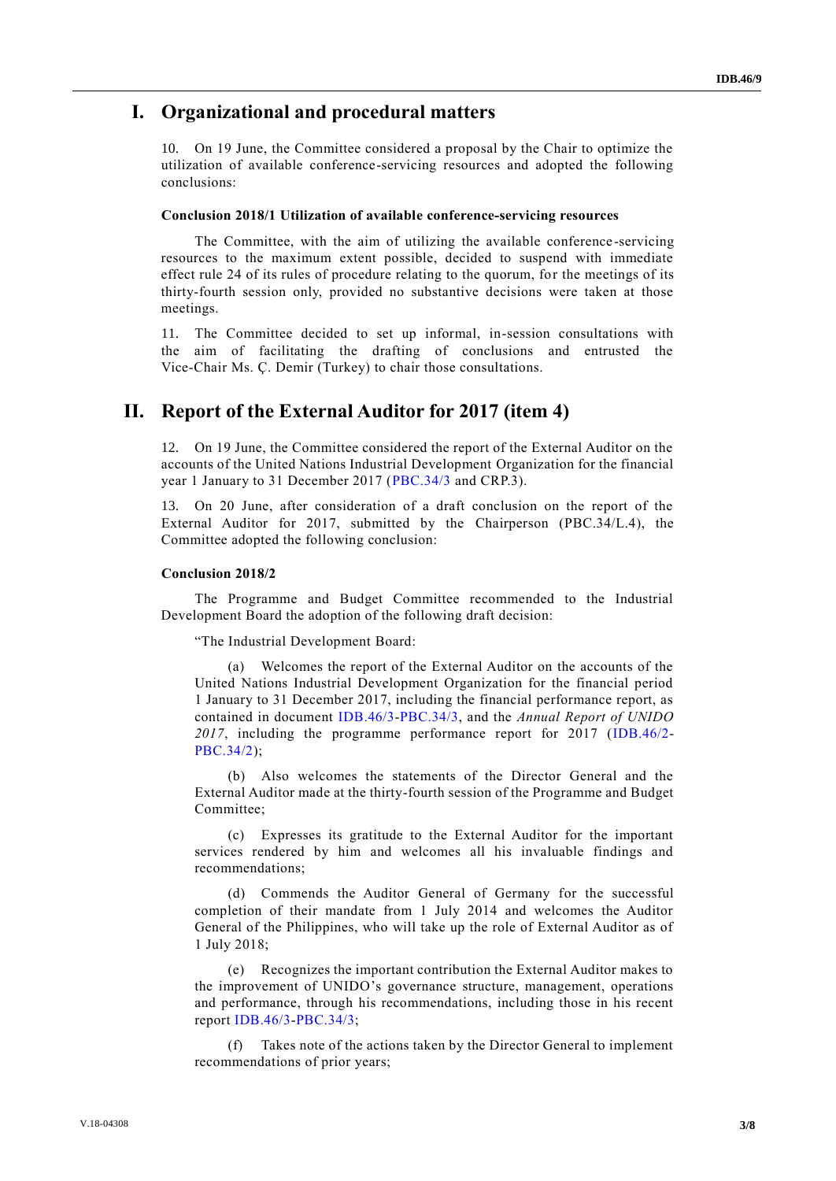# I. Organizational and procedural matters

10. On 19 June, the Committee considered a proposal by the Chair to optimize the utilization of available conference-servicing resources and adopted the following conclusions:

**Conclusion 2018/1 Utilization of available conference-servicing resources**

The Committee, with the aim of utilizing the available conference-servicing resources to the maximum extent possible, decided to suspend with immediate effect rule 24 of its rules of procedure relating to the quorum, for the meetings of its thirty-fourth session only, provided no substantive decisions were taken at those meetings.

11. The Committee decided to set up informal, in-session consultations with the aim of facilitating the drafting of conclusions and entrusted the Vice-Chair Ms. Ç. Demir (Turkey) to chair those consultations.

# II. Report of the External Auditor for 2017 (item 4)

12. On 19 June, the Committee considered the report of the External Auditor on the accounts of the United Nations Industrial Development Organization for the financial year 1 January to 31 December 2017 (PBC.34/3 and CRP.3).

13. On 20 June, after consideration of a draft conclusion on the report of the External Auditor for 2017, submitted by the Chairperson (PBC.34/L.4), the Committee adopted the following conclusion:

**Conclusion 2018/2**

The Programme and Budget Committee recommended to the Industrial Development Board the adoption of the following draft decision:

"The Industrial Development Board:

(a) Welcomes the report of the External Auditor on the accounts of the United Nations Industrial Development Organization for the financial period 1 January to 31 December 2017, including the financial performance report, as contained in document IDB.46/3-PBC.34/3, and the *Annual Report of UNIDO 2017*, including the programme performance report for 2017 (IDB.46/2-PBC.34/2);

(b) Also welcomes the statements of the Director General and the External Auditor made at the thirty-fourth session of the Programme and Budget Committee;

(c) Expresses its gratitude to the External Auditor for the important services rendered by him and welcomes all his invaluable findings and recommendations;

(d) Commends the Auditor General of Germany for the successful completion of their mandate from 1 July 2014 and welcomes the Auditor General of the Philippines, who will take up the role of External Auditor as of 1 July 2018;

(e) Recognizes the important contribution the External Auditor makes to the improvement of UNIDO's governance structure, management, operations and performance, through his recommendations, including those in his recent report IDB.46/3-PBC.34/3;

(f) Takes note of the actions taken by the Director General to implement recommendations of prior years;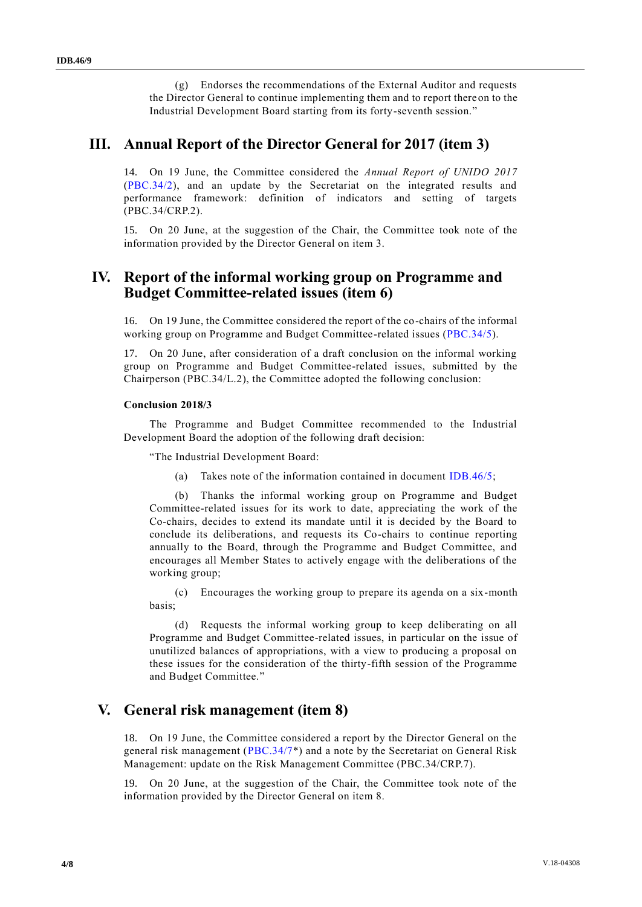(g) Endorses the recommendations of the External Auditor and requests the Director General to continue implementing them and to report thereon to the Industrial Development Board starting from its forty-seventh session."

## III. Annual Report of the Director General for 2017 (item 3)

14. On 19 June, the Committee considered the *Annual Report of UNIDO 2017* (PBC.34/2), and an update by the Secretariat on the integrated results and performance framework: definition of indicators and setting of targets (PBC.34/CRP.2).

15. On 20 June, at the suggestion of the Chair, the Committee took note of the information provided by the Director General on item 3.

## IV. Report of the informal working group on Programme and Budget Committee-related issues (item 6)

16. On 19 June, the Committee considered the report of the co-chairs of the informal working group on Programme and Budget Committee-related issues (PBC.34/5).

17. On 20 June, after consideration of a draft conclusion on the informal working group on Programme and Budget Committee-related issues, submitted by the Chairperson (PBC.34/L.2), the Committee adopted the following conclusion:

**Conclusion 2018/3**

The Programme and Budget Committee recommended to the Industrial Development Board the adoption of the following draft decision:

"The Industrial Development Board:

(a) Takes note of the information contained in document IDB.46/5;

(b) Thanks the informal working group on Programme and Budget Committee-related issues for its work to date, appreciating the work of the Co-chairs, decides to extend its mandate until it is decided by the Board to conclude its deliberations, and requests its Co-chairs to continue reporting annually to the Board, through the Programme and Budget Committee, and encourages all Member States to actively engage with the deliberations of the working group;

(c) Encourages the working group to prepare its agenda on a six-month basis;

(d) Requests the informal working group to keep deliberating on all Programme and Budget Committee-related issues, in particular on the issue of unutilized balances of appropriations, with a view to producing a proposal on these issues for the consideration of the thirty-fifth session of the Programme and Budget Committee."

## V. General risk management (item 8)

18. On 19 June, the Committee considered a report by the Director General on the general risk management (PBC.34/7*) and a note by the Secretariat on General Risk Management: update on the Risk Management Committee (PBC.34/CRP.7).

19. On 20 June, at the suggestion of the Chair, the Committee took note of the information provided by the Director General on item 8.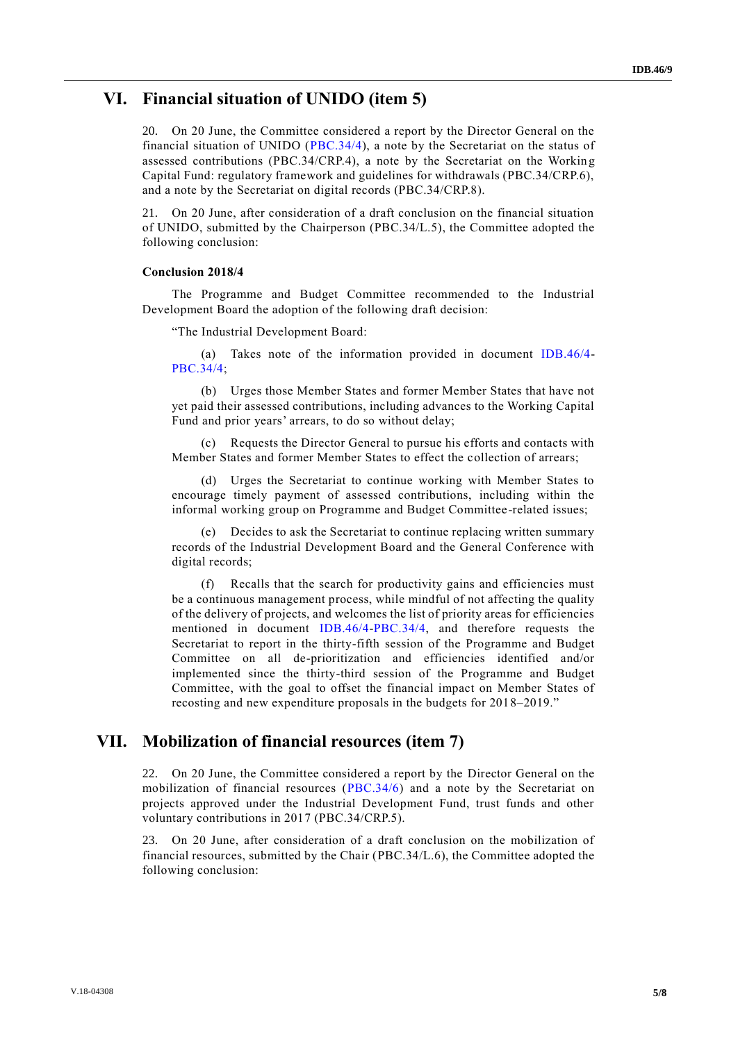# VI. Financial situation of UNIDO (item 5)

20. On 20 June, the Committee considered a report by the Director General on the financial situation of UNIDO (PBC.34/4), a note by the Secretariat on the status of assessed contributions (PBC.34/CRP.4), a note by the Secretariat on the Working Capital Fund: regulatory framework and guidelines for withdrawals (PBC.34/CRP.6), and a note by the Secretariat on digital records (PBC.34/CRP.8).

21. On 20 June, after consideration of a draft conclusion on the financial situation of UNIDO, submitted by the Chairperson (PBC.34/L.5), the Committee adopted the following conclusion:

**Conclusion 2018/4**

The Programme and Budget Committee recommended to the Industrial Development Board the adoption of the following draft decision:

"The Industrial Development Board:

(a) Takes note of the information provided in document IDB.46/4-PBC.34/4;

(b) Urges those Member States and former Member States that have not yet paid their assessed contributions, including advances to the Working Capital Fund and prior years' arrears, to do so without delay;

(c) Requests the Director General to pursue his efforts and contacts with Member States and former Member States to effect the collection of arrears;

(d) Urges the Secretariat to continue working with Member States to encourage timely payment of assessed contributions, including within the informal working group on Programme and Budget Committee-related issues;

(e) Decides to ask the Secretariat to continue replacing written summary records of the Industrial Development Board and the General Conference with digital records;

(f) Recalls that the search for productivity gains and efficiencies must be a continuous management process, while mindful of not affecting the quality of the delivery of projects, and welcomes the list of priority areas for efficiencies mentioned in document IDB.46/4-PBC.34/4, and therefore requests the Secretariat to report in the thirty-fifth session of the Programme and Budget Committee on all de-prioritization and efficiencies identified and/or implemented since the thirty-third session of the Programme and Budget Committee, with the goal to offset the financial impact on Member States of recosting and new expenditure proposals in the budgets for 2018–2019."

# VII. Mobilization of financial resources (item 7)

22. On 20 June, the Committee considered a report by the Director General on the mobilization of financial resources (PBC.34/6) and a note by the Secretariat on projects approved under the Industrial Development Fund, trust funds and other voluntary contributions in 2017 (PBC.34/CRP.5).

23. On 20 June, after consideration of a draft conclusion on the mobilization of financial resources, submitted by the Chair (PBC.34/L.6), the Committee adopted the following conclusion: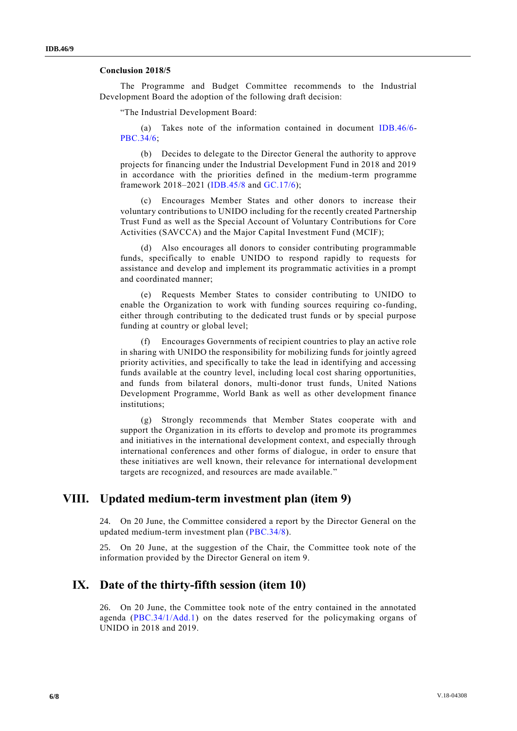**Conclusion 2018/5**

The Programme and Budget Committee recommends to the Industrial Development Board the adoption of the following draft decision:

"The Industrial Development Board:

(a) Takes note of the information contained in document IDB.46/6-PBC.34/6;

(b) Decides to delegate to the Director General the authority to approve projects for financing under the Industrial Development Fund in 2018 and 2019 in accordance with the priorities defined in the medium-term programme framework 2018–2021 (IDB.45/8 and GC.17/6);

(c) Encourages Member States and other donors to increase their voluntary contributions to UNIDO including for the recently created Partnership Trust Fund as well as the Special Account of Voluntary Contributions for Core Activities (SAVCCA) and the Major Capital Investment Fund (MCIF);

(d) Also encourages all donors to consider contributing programmable funds, specifically to enable UNIDO to respond rapidly to requests for assistance and develop and implement its programmatic activities in a prompt and coordinated manner;

(e) Requests Member States to consider contributing to UNIDO to enable the Organization to work with funding sources requiring co-funding, either through contributing to the dedicated trust funds or by special purpose funding at country or global level;

(f) Encourages Governments of recipient countries to play an active role in sharing with UNIDO the responsibility for mobilizing funds for jointly agreed priority activities, and specifically to take the lead in identifying and accessing funds available at the country level, including local cost sharing opportunities, and funds from bilateral donors, multi-donor trust funds, United Nations Development Programme, World Bank as well as other development finance institutions;

(g) Strongly recommends that Member States cooperate with and support the Organization in its efforts to develop and promote its programmes and initiatives in the international development context, and especially through international conferences and other forms of dialogue, in order to ensure that these initiatives are well known, their relevance for international development targets are recognized, and resources are made available."

# VIII. Updated medium-term investment plan (item 9)

24. On 20 June, the Committee considered a report by the Director General on the updated medium-term investment plan (PBC.34/8).

25. On 20 June, at the suggestion of the Chair, the Committee took note of the information provided by the Director General on item 9.

# IX. Date of the thirty-fifth session (item 10)

26. On 20 June, the Committee took note of the entry contained in the annotated agenda (PBC.34/1/Add.1) on the dates reserved for the policymaking organs of UNIDO in 2018 and 2019.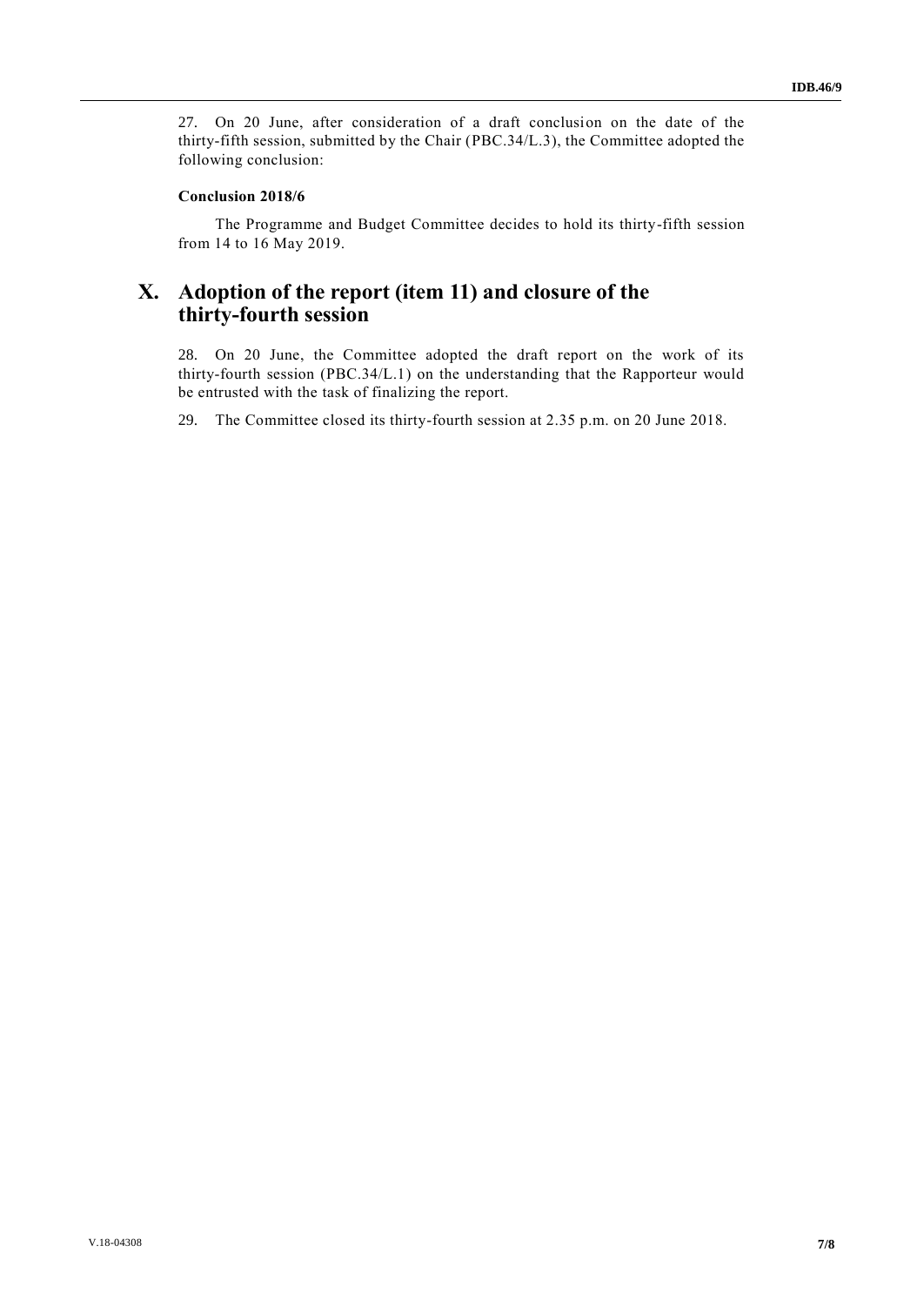27. On 20 June, after consideration of a draft conclusion on the date of the thirty-fifth session, submitted by the Chair (PBC.34/L.3), the Committee adopted the following conclusion:

**Conclusion 2018/6**

The Programme and Budget Committee decides to hold its thirty-fifth session from 14 to 16 May 2019.

## X. Adoption of the report (item 11) and closure of the thirty-fourth session

28. On 20 June, the Committee adopted the draft report on the work of its thirty-fourth session (PBC.34/L.1) on the understanding that the Rapporteur would be entrusted with the task of finalizing the report.

29. The Committee closed its thirty-fourth session at 2.35 p.m. on 20 June 2018.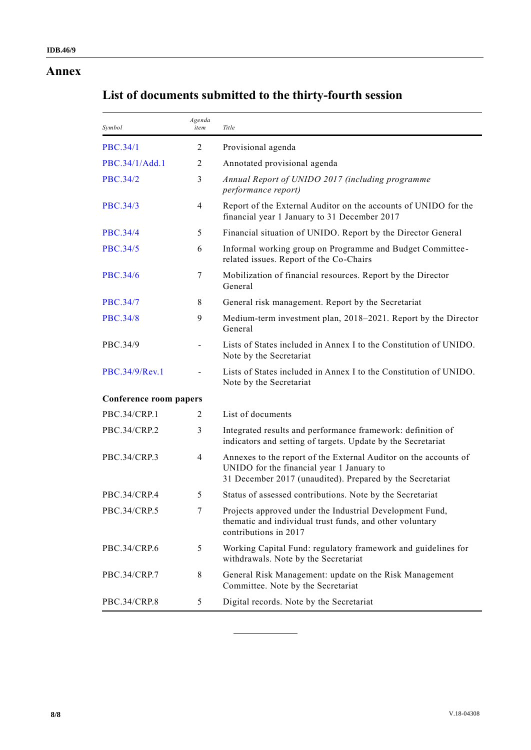# Annex

## List of documents submitted to the thirty-fourth session

| Symbol | Agenda item | Title |
|---|---|---|
| PBC.34/1 | 2 | Provisional agenda |
| PBC.34/1/Add.1 | 2 | Annotated provisional agenda |
| PBC.34/2 | 3 | *Annual Report of UNIDO 2017 (including programme performance report)* |
| PBC.34/3 | 4 | Report of the External Auditor on the accounts of UNIDO for the financial year 1 January to 31 December 2017 |
| PBC.34/4 | 5 | Financial situation of UNIDO. Report by the Director General |
| PBC.34/5 | 6 | Informal working group on Programme and Budget Committee-related issues. Report of the Co-Chairs |
| PBC.34/6 | 7 | Mobilization of financial resources. Report by the Director General |
| PBC.34/7 | 8 | General risk management. Report by the Secretariat |
| PBC.34/8 | 9 | Medium-term investment plan, 2018–2021. Report by the Director General |
| PBC.34/9 | - | Lists of States included in Annex I to the Constitution of UNIDO. Note by the Secretariat |
| PBC.34/9/Rev.1 | - | Lists of States included in Annex I to the Constitution of UNIDO. Note by the Secretariat |
| **Conference room papers** | | |
| PBC.34/CRP.1 | 2 | List of documents |
| PBC.34/CRP.2 | 3 | Integrated results and performance framework: definition of indicators and setting of targets. Update by the Secretariat |
| PBC.34/CRP.3 | 4 | Annexes to the report of the External Auditor on the accounts of UNIDO for the financial year 1 January to 31 December 2017 (unaudited). Prepared by the Secretariat |
| PBC.34/CRP.4 | 5 | Status of assessed contributions. Note by the Secretariat |
| PBC.34/CRP.5 | 7 | Projects approved under the Industrial Development Fund, thematic and individual trust funds, and other voluntary contributions in 2017 |
| PBC.34/CRP.6 | 5 | Working Capital Fund: regulatory framework and guidelines for withdrawals. Note by the Secretariat |
| PBC.34/CRP.7 | 8 | General Risk Management: update on the Risk Management Committee. Note by the Secretariat |
| PBC.34/CRP.8 | 5 | Digital records. Note by the Secretariat |